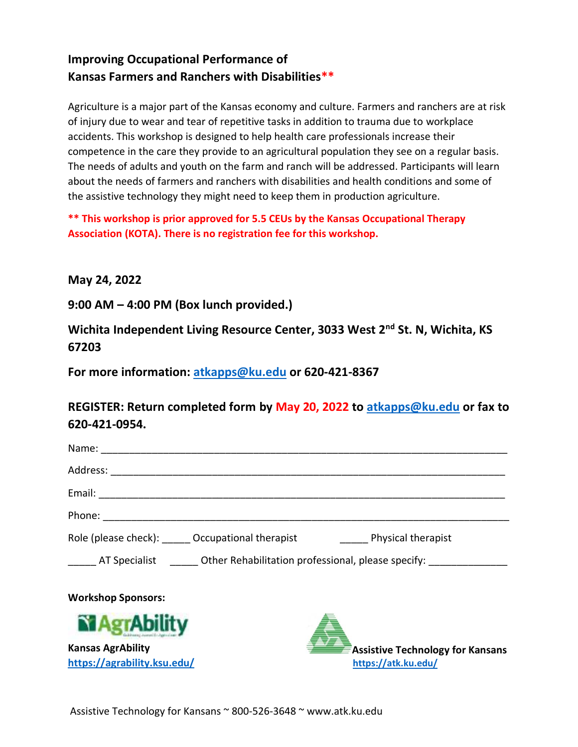## Improving Occupational Performance of Kansas Farmers and Ranchers with Disabilities**

Agriculture is a major part of the Kansas economy and culture. Farmers and ranchers are at risk of injury due to wear and tear of repetitive tasks in addition to trauma due to workplace accidents. This workshop is designed to help health care professionals increase their competence in the care they provide to an agricultural population they see on a regular basis. The needs of adults and youth on the farm and ranch will be addressed. Participants will learn about the needs of farmers and ranchers with disabilities and health conditions and some of the assistive technology they might need to keep them in production agriculture.

**** This workshop is prior approved for 5.5 CEUs by the Kansas Occupational Therapy Association (KOTA). There is no registration fee for this workshop.**

**May 24, 2022**

**9:00 AM – 4:00 PM (Box lunch provided.)**

**Wichita Independent Living Resource Center, 3033 West 2nd St. N, Wichita, KS 67203**

**For more information: atkapps@ku.edu or 620-421-8367**

**REGISTER: Return completed form by May 20, 2022 to atkapps@ku.edu or fax to 620-421-0954.**

Name: ___________________________________________________________________________

Address: _________________________________________________________________________

Email: ___________________________________________________________________________

Phone: ___________________________________________________________________________

Role (please check): _____ Occupational therapist _____ Physical therapist

_____ AT Specialist _____ Other Rehabilitation professional, please specify: ______________

**Workshop Sponsors:**

**Kansas AgrAbility**
https://agrability.ksu.edu/

**Assistive Technology for Kansans**
https://atk.ku.edu/

Assistive Technology for Kansans ~ 800-526-3648 ~ www.atk.ku.edu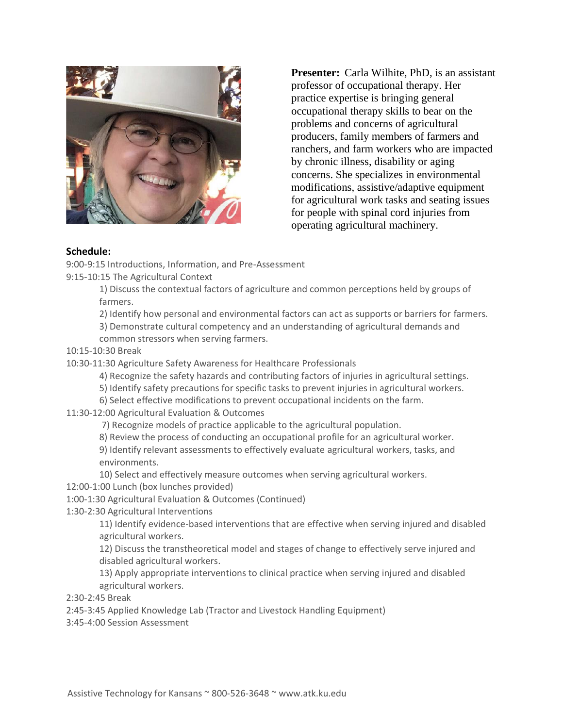**Presenter:** Carla Wilhite, PhD, is an assistant professor of occupational therapy. Her practice expertise is bringing general occupational therapy skills to bear on the problems and concerns of agricultural producers, family members of farmers and ranchers, and farm workers who are impacted by chronic illness, disability or aging concerns. She specializes in environmental modifications, assistive/adaptive equipment for agricultural work tasks and seating issues for people with spinal cord injuries from operating agricultural machinery.

**Schedule:**

9:00-9:15 Introductions, Information, and Pre-Assessment

9:15-10:15 The Agricultural Context

1) Discuss the contextual factors of agriculture and common perceptions held by groups of farmers.
2) Identify how personal and environmental factors can act as supports or barriers for farmers.
3) Demonstrate cultural competency and an understanding of agricultural demands and common stressors when serving farmers.

10:15-10:30 Break

10:30-11:30 Agriculture Safety Awareness for Healthcare Professionals

4) Recognize the safety hazards and contributing factors of injuries in agricultural settings.
5) Identify safety precautions for specific tasks to prevent injuries in agricultural workers.
6) Select effective modifications to prevent occupational incidents on the farm.

11:30-12:00 Agricultural Evaluation & Outcomes

7) Recognize models of practice applicable to the agricultural population.
8) Review the process of conducting an occupational profile for an agricultural worker.
9) Identify relevant assessments to effectively evaluate agricultural workers, tasks, and environments.
10) Select and effectively measure outcomes when serving agricultural workers.

12:00-1:00 Lunch (box lunches provided)

1:00-1:30 Agricultural Evaluation & Outcomes (Continued)

1:30-2:30 Agricultural Interventions

11) Identify evidence-based interventions that are effective when serving injured and disabled agricultural workers.
12) Discuss the transtheoretical model and stages of change to effectively serve injured and disabled agricultural workers.
13) Apply appropriate interventions to clinical practice when serving injured and disabled agricultural workers.

2:30-2:45 Break

2:45-3:45 Applied Knowledge Lab (Tractor and Livestock Handling Equipment)

3:45-4:00 Session Assessment

Assistive Technology for Kansans ~ 800-526-3648 ~ www.atk.ku.edu